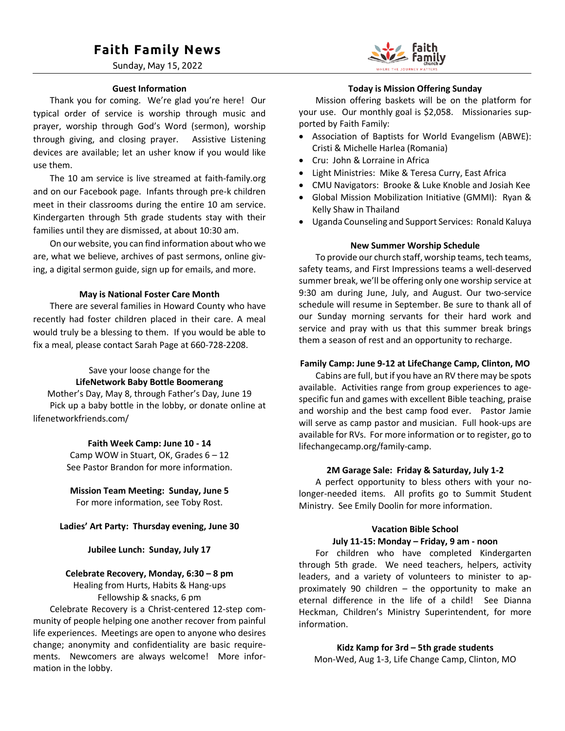# Faith Family News

Sunday, May 15, 2022

### Guest Information

Thank you for coming. We're glad you're here! Our typical order of service is worship through music and prayer, worship through God's Word (sermon), worship through giving, and closing prayer. Assistive Listening devices are available; let an usher know if you would like use them.

The 10 am service is live streamed at faith-family.org and on our Facebook page. Infants through pre-k children meet in their classrooms during the entire 10 am service. Kindergarten through 5th grade students stay with their families until they are dismissed, at about 10:30 am.

On our website, you can find information about who we are, what we believe, archives of past sermons, online giving, a digital sermon guide, sign up for emails, and more.

### May is National Foster Care Month

There are several families in Howard County who have recently had foster children placed in their care. A meal would truly be a blessing to them. If you would be able to fix a meal, please contact Sarah Page at 660-728-2208.

Save your loose change for the
**LifeNetwork Baby Bottle Boomerang**
Mother's Day, May 8, through Father's Day, June 19

Pick up a baby bottle in the lobby, or donate online at lifenetworkfriends.com/

**Faith Week Camp: June 10 - 14**
Camp WOW in Stuart, OK, Grades 6 – 12
See Pastor Brandon for more information.

**Mission Team Meeting: Sunday, June 5**
For more information, see Toby Rost.

**Ladies' Art Party: Thursday evening, June 30**

**Jubilee Lunch: Sunday, July 17**

**Celebrate Recovery, Monday, 6:30 – 8 pm**
Healing from Hurts, Habits & Hang-ups
Fellowship & snacks, 6 pm

Celebrate Recovery is a Christ-centered 12-step community of people helping one another recover from painful life experiences. Meetings are open to anyone who desires change; anonymity and confidentiality are basic requirements. Newcomers are always welcome! More information in the lobby.

### Today is Mission Offering Sunday

Mission offering baskets will be on the platform for your use. Our monthly goal is $2,058. Missionaries supported by Faith Family:

- Association of Baptists for World Evangelism (ABWE): Cristi & Michelle Harlea (Romania)
- Cru: John & Lorraine in Africa
- Light Ministries: Mike & Teresa Curry, East Africa
- CMU Navigators: Brooke & Luke Knoble and Josiah Kee
- Global Mission Mobilization Initiative (GMMI): Ryan & Kelly Shaw in Thailand
- Uganda Counseling and Support Services: Ronald Kaluya

### New Summer Worship Schedule

To provide our church staff, worship teams, tech teams, safety teams, and First Impressions teams a well-deserved summer break, we'll be offering only one worship service at 9:30 am during June, July, and August. Our two-service schedule will resume in September. Be sure to thank all of our Sunday morning servants for their hard work and service and pray with us that this summer break brings them a season of rest and an opportunity to recharge.

### Family Camp: June 9-12 at LifeChange Camp, Clinton, MO

Cabins are full, but if you have an RV there may be spots available. Activities range from group experiences to age-specific fun and games with excellent Bible teaching, praise and worship and the best camp food ever. Pastor Jamie will serve as camp pastor and musician. Full hook-ups are available for RVs. For more information or to register, go to lifechangecamp.org/family-camp.

### 2M Garage Sale: Friday & Saturday, July 1-2

A perfect opportunity to bless others with your no-longer-needed items. All profits go to Summit Student Ministry. See Emily Doolin for more information.

### Vacation Bible School

**July 11-15: Monday – Friday, 9 am - noon**

For children who have completed Kindergarten through 5th grade. We need teachers, helpers, activity leaders, and a variety of volunteers to minister to approximately 90 children – the opportunity to make an eternal difference in the life of a child! See Dianna Heckman, Children's Ministry Superintendent, for more information.

**Kidz Kamp for 3rd – 5th grade students**
Mon-Wed, Aug 1-3, Life Change Camp, Clinton, MO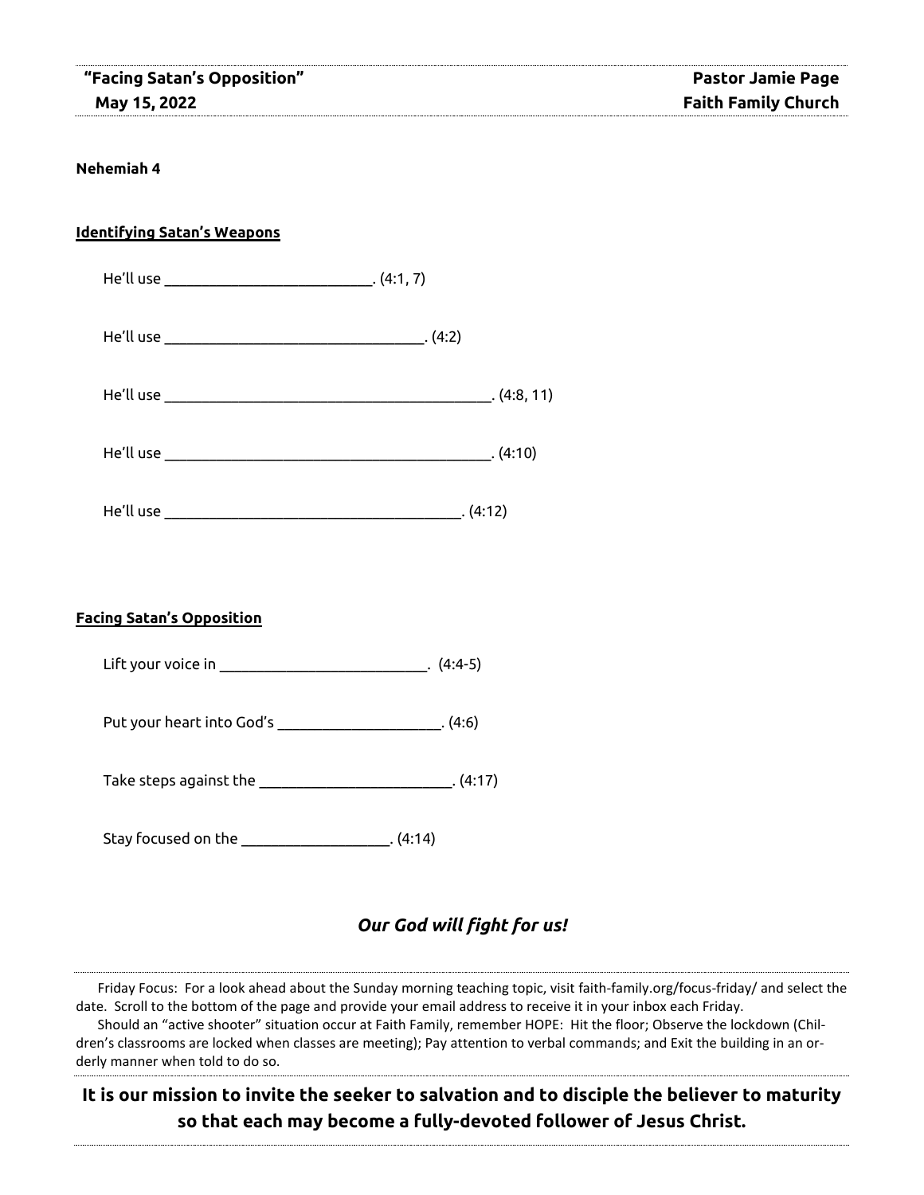**"Facing Satan's Opposition"** **Pastor Jamie Page**
**May 15, 2022** **Faith Family Church**

**Nehemiah 4**

**Identifying Satan's Weapons**

He'll use __________________________. (4:1, 7)

He'll use _________________________________. (4:2)

He'll use __________________________________________. (4:8, 11)

He'll use __________________________________________. (4:10)

He'll use ______________________________________. (4:12)

**Facing Satan's Opposition**

Lift your voice in __________________________. (4:4-5)

Put your heart into God's ____________________. (4:6)

Take steps against the ________________________. (4:17)

Stay focused on the __________________. (4:14)

***Our God will fight for us!***

Friday Focus: For a look ahead about the Sunday morning teaching topic, visit faith-family.org/focus-friday/ and select the date. Scroll to the bottom of the page and provide your email address to receive it in your inbox each Friday.

Should an "active shooter" situation occur at Faith Family, remember HOPE: Hit the floor; Observe the lockdown (Children's classrooms are locked when classes are meeting); Pay attention to verbal commands; and Exit the building in an orderly manner when told to do so.

**It is our mission to invite the seeker to salvation and to disciple the believer to maturity so that each may become a fully-devoted follower of Jesus Christ.**